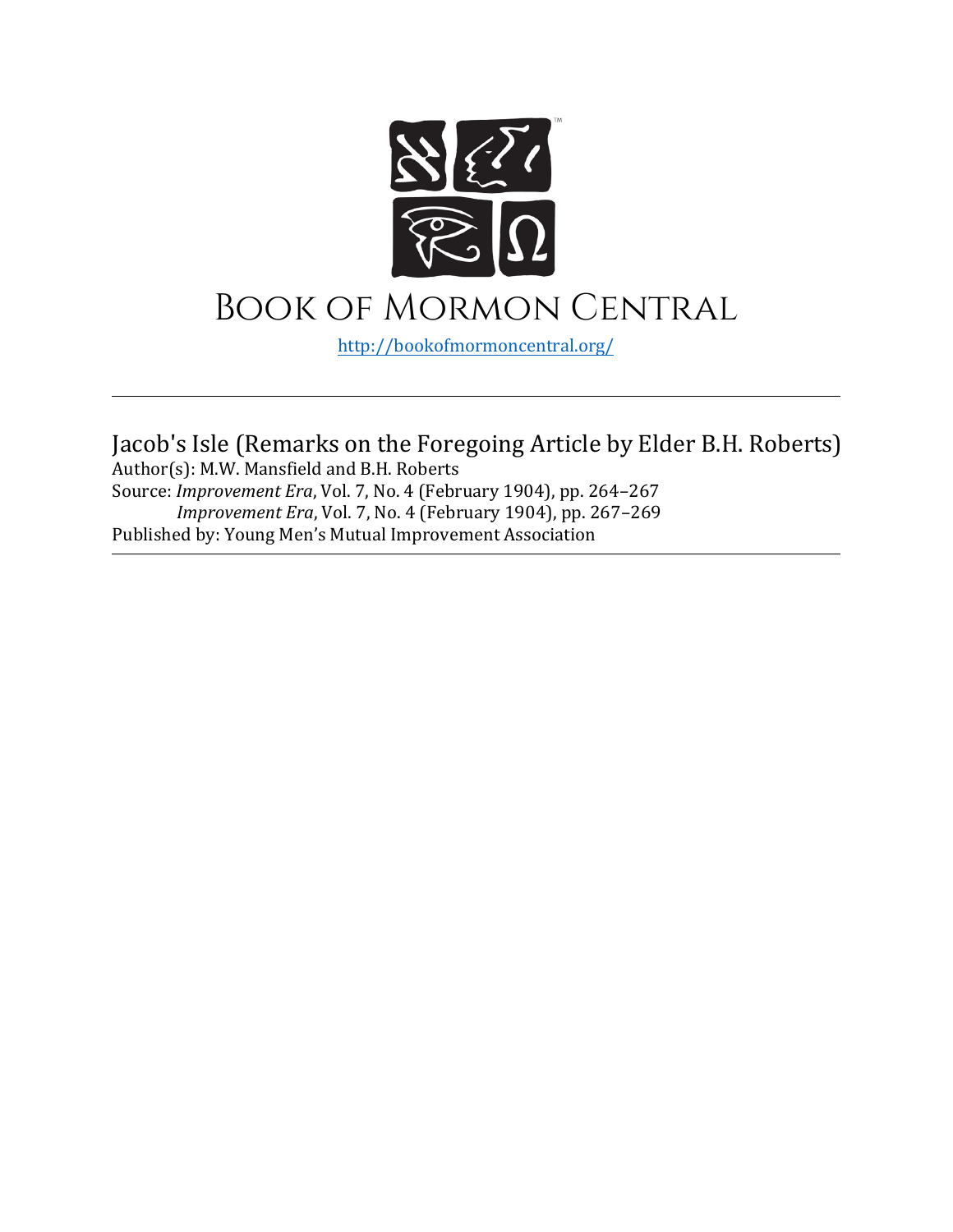# Book of Mormon Central

http://bookofmormoncentral.org/

---

Jacob's Isle (Remarks on the Foregoing Article by Elder B.H. Roberts)

Author(s): M.W. Mansfield and B.H. Roberts

Source: *Improvement Era*, Vol. 7, No. 4 (February 1904), pp. 264–267

*Improvement Era*, Vol. 7, No. 4 (February 1904), pp. 267–269

Published by: Young Men's Mutual Improvement Association

---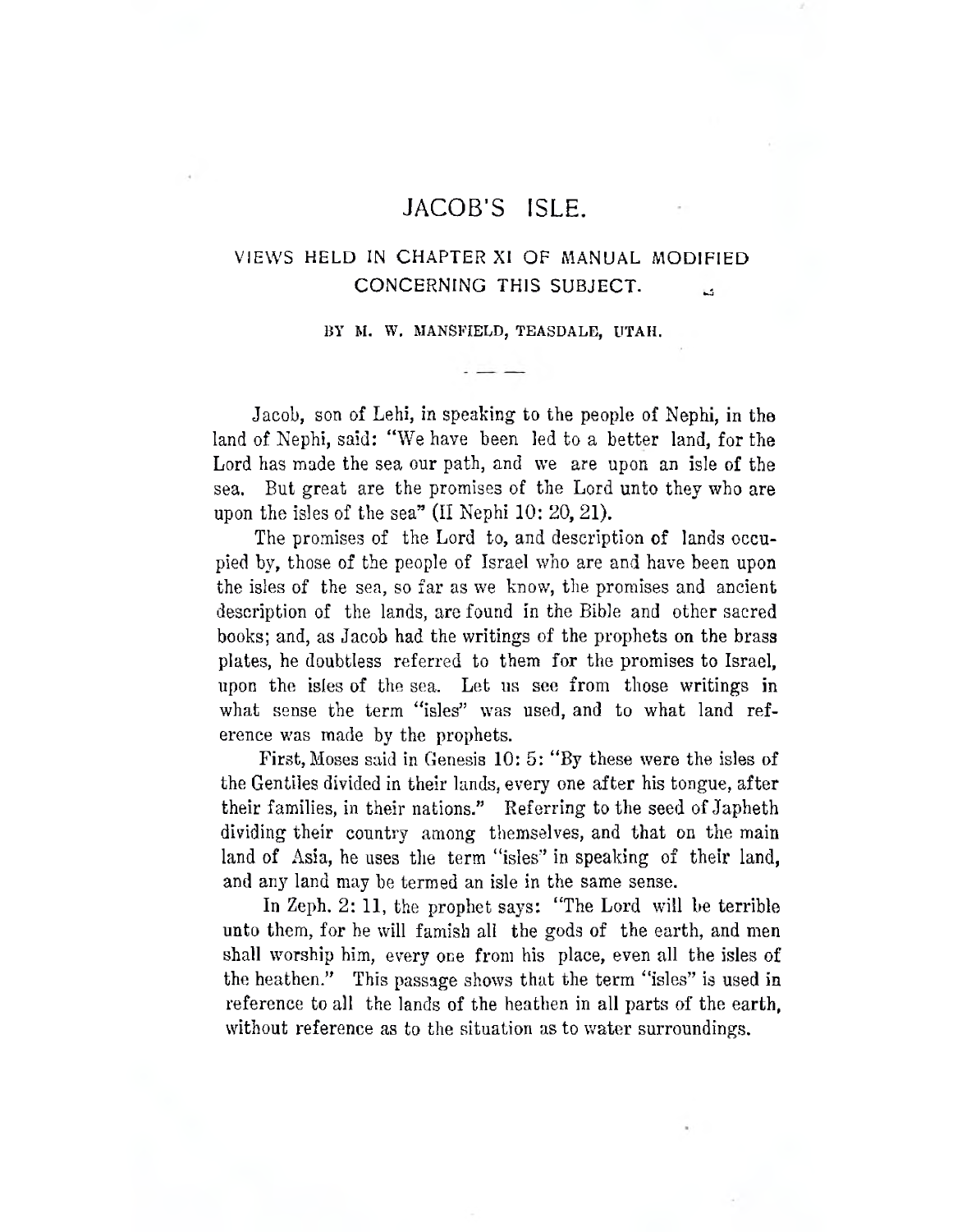# JACOB'S ISLE.

## VIEWS HELD IN CHAPTER XI OF MANUAL MODIFIED CONCERNING THIS SUBJECT.

BY M. W. MANSFIELD, TEASDALE, UTAH.

Jacob, son of Lehi, in speaking to the people of Nephi, in the land of Nephi, said: "We have been led to a better land, for the Lord has made the sea our path, and we are upon an isle of the sea. But great are the promises of the Lord unto they who are upon the isles of the sea" (II Nephi 10: 20, 21).

The promises of the Lord to, and description of lands occupied by, those of the people of Israel who are and have been upon the isles of the sea, so far as we know, the promises and ancient description of the lands, are found in the Bible and other sacred books; and, as Jacob had the writings of the prophets on the brass plates, he doubtless referred to them for the promises to Israel, upon the isles of the sea. Let us see from those writings in what sense the term "isles" was used, and to what land reference was made by the prophets.

First, Moses said in Genesis 10: 5: "By these were the isles of the Gentiles divided in their lands, every one after his tongue, after their families, in their nations." Referring to the seed of Japheth dividing their country among themselves, and that on the main land of Asia, he uses the term "isles" in speaking of their land, and any land may be termed an isle in the same sense.

In Zeph. 2: 11, the prophet says: "The Lord will be terrible unto them, for he will famish all the gods of the earth, and men shall worship him, every one from his place, even all the isles of the heathen." This passage shows that the term "isles" is used in reference to all the lands of the heathen in all parts of the earth, without reference as to the situation as to water surroundings.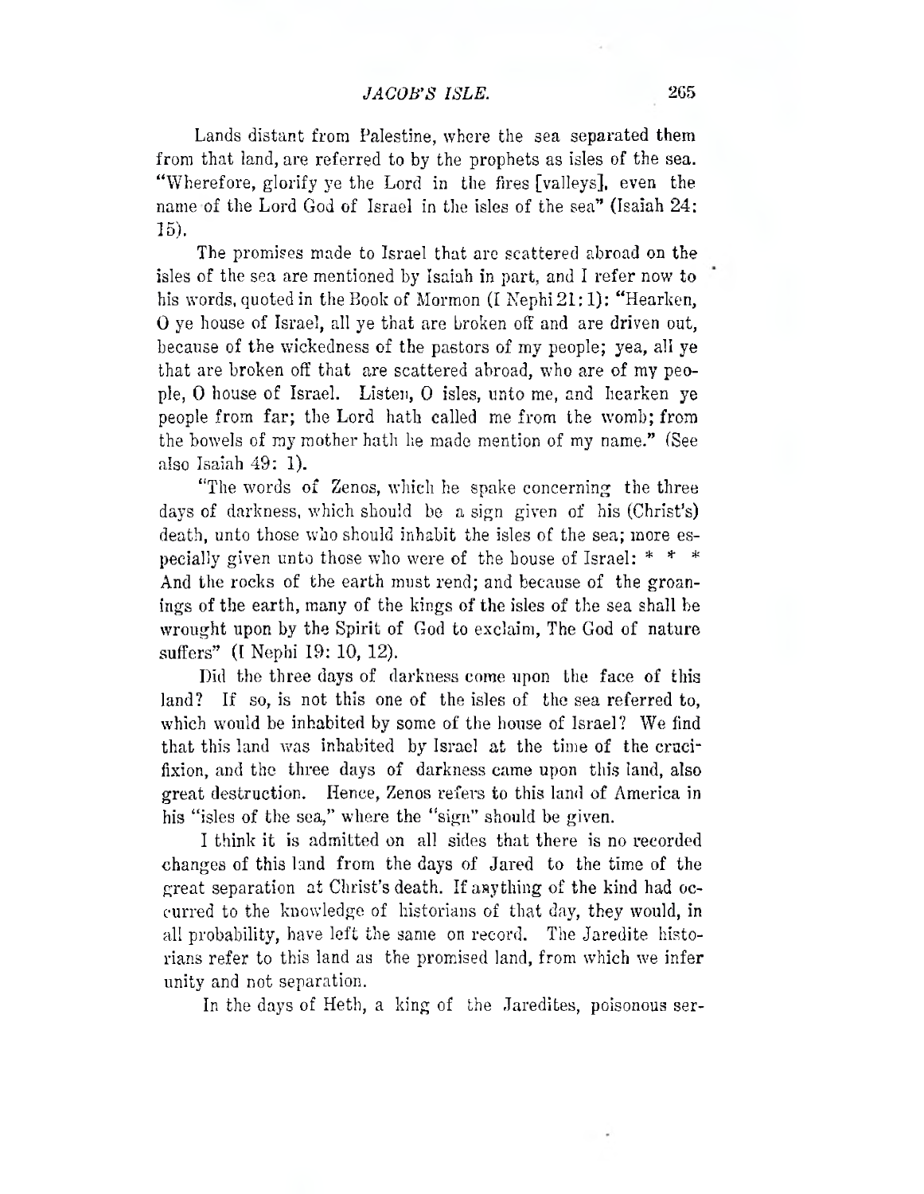Lands distant from Palestine, where the sea separated them from that land, are referred to by the prophets as isles of the sea. "Wherefore, glorify ye the Lord in the fires [valleys], even the name of the Lord God of Israel in the isles of the sea" (Isaiah 24: 15).

The promises made to Israel that are scattered abroad on the isles of the sea are mentioned by Isaiah in part, and I refer now to his words, quoted in the Book of Mormon (I Nephi 21: 1): "Hearken, O ye house of Israel, all ye that are broken off and are driven out, because of the wickedness of the pastors of my people; yea, all ye that are broken off that are scattered abroad, who are of my people, O house of Israel. Listen, O isles, unto me, and hearken ye people from far; the Lord hath called me from the womb; from the bowels of my mother hath he made mention of my name." (See also Isaiah 49: 1).

"The words of Zenos, which he spake concerning the three days of darkness, which should be a sign given of his (Christ's) death, unto those who should inhabit the isles of the sea; more especially given unto those who were of the house of Israel: * * * And the rocks of the earth must rend; and because of the groanings of the earth, many of the kings of the isles of the sea shall be wrought upon by the Spirit of God to exclaim, The God of nature suffers" (I Nephi 19: 10, 12).

Did the three days of darkness come upon the face of this land? If so, is not this one of the isles of the sea referred to, which would be inhabited by some of the house of Israel? We find that this land was inhabited by Israel at the time of the crucifixion, and the three days of darkness came upon this land, also great destruction. Hence, Zenos refers to this land of America in his "isles of the sea," where the "sign" should be given.

I think it is admitted on all sides that there is no recorded changes of this land from the days of Jared to the time of the great separation at Christ's death. If anything of the kind had occurred to the knowledge of historians of that day, they would, in all probability, have left the same on record. The Jaredite historians refer to this land as the promised land, from which we infer unity and not separation.

In the days of Heth, a king of the Jaredites, poisonous ser-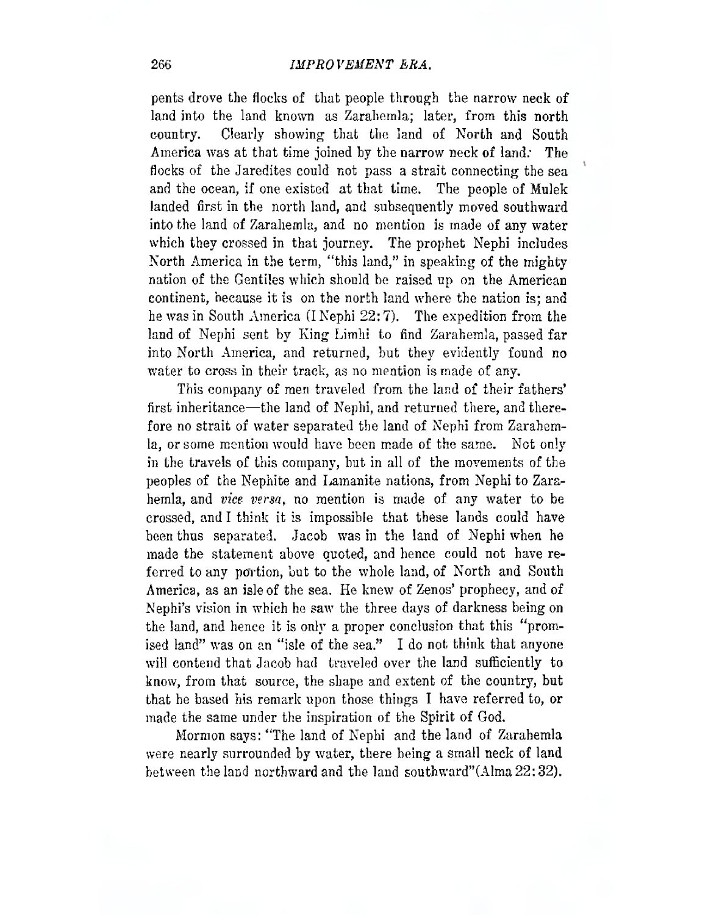pents drove the flocks of that people through the narrow neck of land into the land known as Zarahemla; later, from this north country. Clearly showing that the land of North and South America was at that time joined by the narrow neck of land. The flocks of the Jaredites could not pass a strait connecting the sea and the ocean, if one existed at that time. The people of Mulek landed first in the north land, and subsequently moved southward into the land of Zarahemla, and no mention is made of any water which they crossed in that journey. The prophet Nephi includes North America in the term, "this land," in speaking of the mighty nation of the Gentiles which should be raised up on the American continent, because it is on the north land where the nation is; and he was in South America (I Nephi 22:7). The expedition from the land of Nephi sent by King Limhi to find Zarahemla, passed far into North America, and returned, but they evidently found no water to cross in their track, as no mention is made of any.

This company of men traveled from the land of their fathers' first inheritance—the land of Nephi, and returned there, and therefore no strait of water separated the land of Nephi from Zarahemla, or some mention would have been made of the same. Not only in the travels of this company, but in all of the movements of the peoples of the Nephite and Lamanite nations, from Nephi to Zarahemla, and *vice versa*, no mention is made of any water to be crossed, and I think it is impossible that these lands could have been thus separated. Jacob was in the land of Nephi when he made the statement above quoted, and hence could not have referred to any portion, but to the whole land, of North and South America, as an isle of the sea. He knew of Zenos' prophecy, and of Nephi's vision in which he saw the three days of darkness being on the land, and hence it is only a proper conclusion that this "promised land" was on an "isle of the sea." I do not think that anyone will contend that Jacob had traveled over the land sufficiently to know, from that source, the shape and extent of the country, but that he based his remark upon those things I have referred to, or made the same under the inspiration of the Spirit of God.

Mormon says: "The land of Nephi and the land of Zarahemla were nearly surrounded by water, there being a small neck of land between the land northward and the land southward" (Alma 22:32).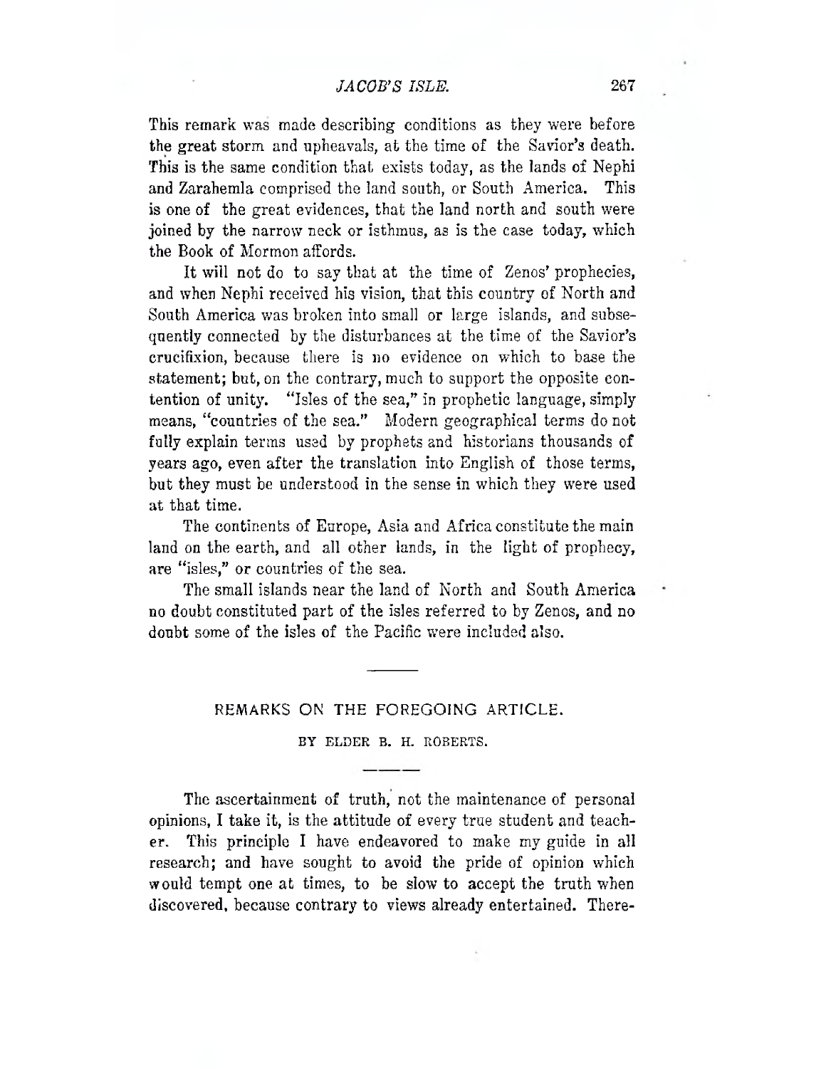This remark was made describing conditions as they were before the great storm and upheavals, at the time of the Savior's death. This is the same condition that exists today, as the lands of Nephi and Zarahemla comprised the land south, or South America. This is one of the great evidences, that the land north and south were joined by the narrow neck or isthmus, as is the case today, which the Book of Mormon affords.

It will not do to say that at the time of Zenos' prophecies, and when Nephi received his vision, that this country of North and South America was broken into small or large islands, and subsequently connected by the disturbances at the time of the Savior's crucifixion, because there is no evidence on which to base the statement; but, on the contrary, much to support the opposite contention of unity. "Isles of the sea," in prophetic language, simply means, "countries of the sea." Modern geographical terms do not fully explain terms used by prophets and historians thousands of years ago, even after the translation into English of those terms, but they must be understood in the sense in which they were used at that time.

The continents of Europe, Asia and Africa constitute the main land on the earth, and all other lands, in the light of prophecy, are "isles," or countries of the sea.

The small islands near the land of North and South America no doubt constituted part of the isles referred to by Zenos, and no doubt some of the isles of the Pacific were included also.

---

## REMARKS ON THE FOREGOING ARTICLE.

BY ELDER B. H. ROBERTS.

---

The ascertainment of truth, not the maintenance of personal opinions, I take it, is the attitude of every true student and teacher. This principle I have endeavored to make my guide in all research; and have sought to avoid the pride of opinion which would tempt one at times, to be slow to accept the truth when discovered, because contrary to views already entertained. There-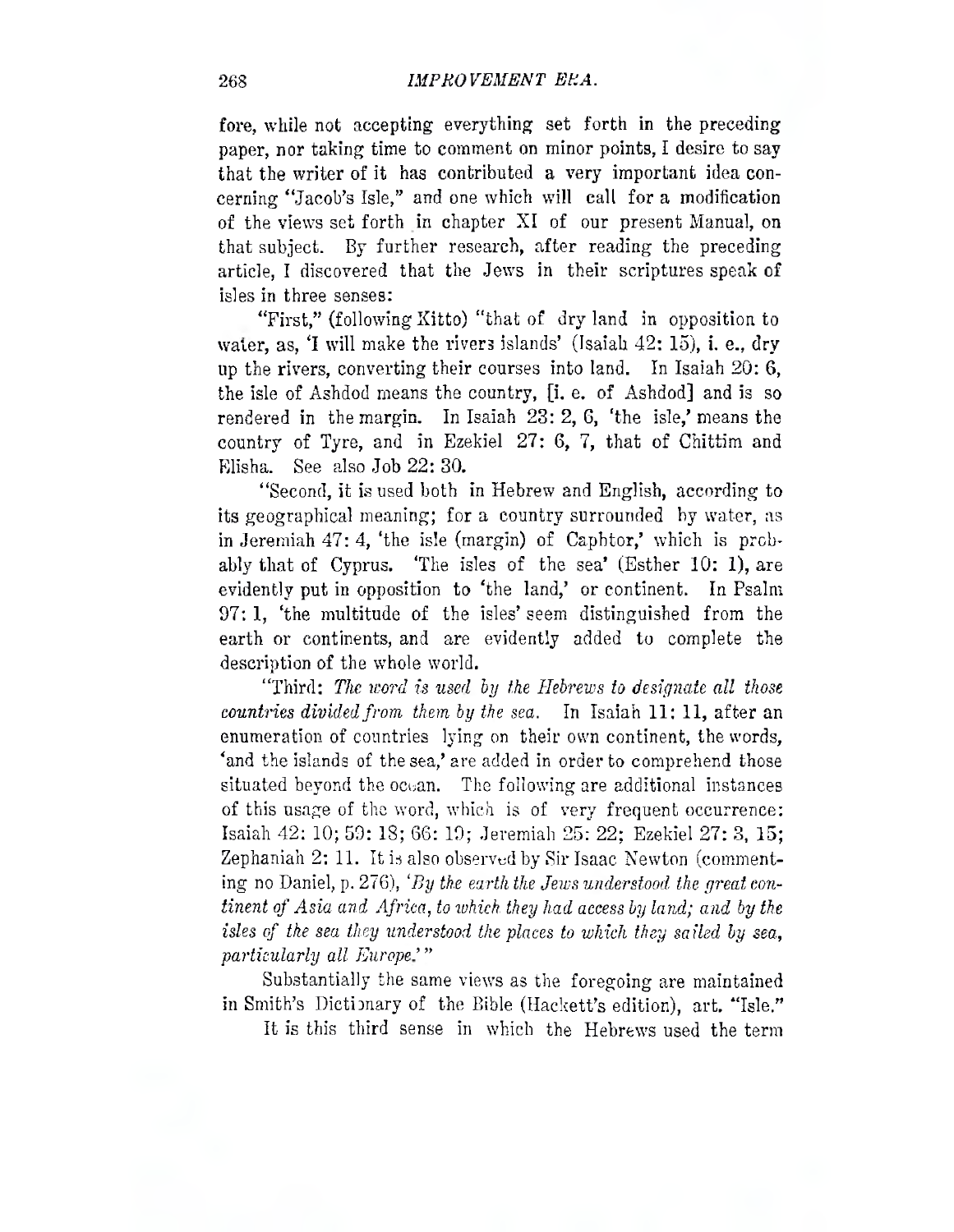fore, while not accepting everything set forth in the preceding paper, nor taking time to comment on minor points, I desire to say that the writer of it has contributed a very important idea concerning "Jacob's Isle," and one which will call for a modification of the views set forth in chapter XI of our present Manual, on that subject. By further research, after reading the preceding article, I discovered that the Jews in their scriptures speak of isles in three senses:

"First," (following Kitto) "that of dry land in opposition to water, as, 'I will make the rivers islands' (Isaiah 42: 15), i. e., dry up the rivers, converting their courses into land. In Isaiah 20: 6, the isle of Ashdod means the country, [i. e. of Ashdod] and is so rendered in the margin. In Isaiah 23: 2, 6, 'the isle,' means the country of Tyre, and in Ezekiel 27: 6, 7, that of Chittim and Elisha. See also Job 22: 30.

"Second, it is used both in Hebrew and English, according to its geographical meaning; for a country surrounded by water, as in Jeremiah 47: 4, 'the isle (margin) of Caphtor,' which is probably that of Cyprus. 'The isles of the sea' (Esther 10: 1), are evidently put in opposition to 'the land,' or continent. In Psalm 97: 1, 'the multitude of the isles' seem distinguished from the earth or continents, and are evidently added to complete the description of the whole world.

"Third: *The word is used by the Hebrews to designate all those countries divided from them by the sea.* In Isaiah 11: 11, after an enumeration of countries lying on their own continent, the words, 'and the islands of the sea,' are added in order to comprehend those situated beyond the ocean. The following are additional instances of this usage of the word, which is of very frequent occurrence: Isaiah 42: 10; 59: 18; 66: 19; Jeremiah 25: 22; Ezekiel 27: 3, 15; Zephaniah 2: 11. It is also observed by Sir Isaac Newton (commenting no Daniel, p. 276), '*By the earth the Jews understood the great continent of Asia and Africa, to which they had access by land; and by the isles of the sea they understood the places to which they sailed by sea, particularly all Europe.*'"

Substantially the same views as the foregoing are maintained in Smith's Dictionary of the Bible (Hackett's edition), art. "Isle."

It is this third sense in which the Hebrews used the term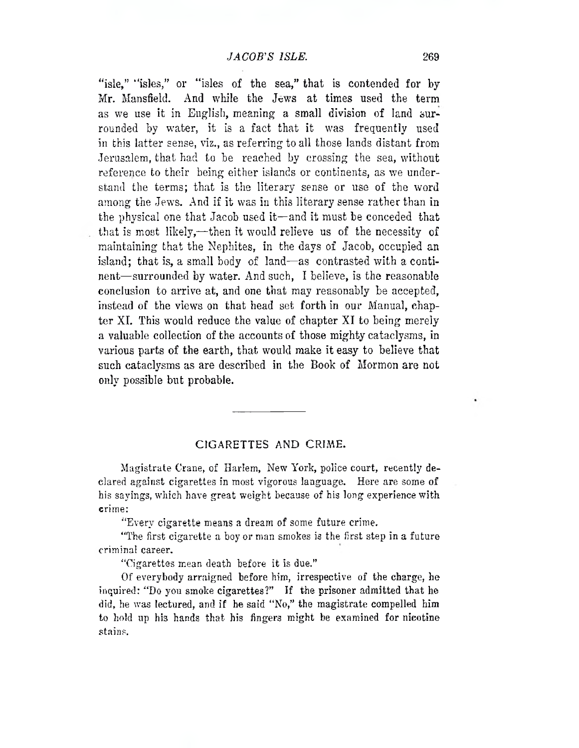"isle," "isles," or "isles of the sea," that is contended for by Mr. Mansfield. And while the Jews at times used the term as we use it in English, meaning a small division of land surrounded by water, it is a fact that it was frequently used in this latter sense, viz., as referring to all those lands distant from Jerusalem, that had to be reached by crossing the sea, without reference to their being either islands or continents, as we understand the terms; that is the literary sense or use of the word among the Jews. And if it was in this literary sense rather than in the physical one that Jacob used it—and it must be conceded that that is most likely,—then it would relieve us of the necessity of maintaining that the Nephites, in the days of Jacob, occupied an island; that is, a small body of land—as contrasted with a continent—surrounded by water. And such, I believe, is the reasonable conclusion to arrive at, and one that may reasonably be accepted, instead of the views on that head set forth in our Manual, chapter XI. This would reduce the value of chapter XI to being merely a valuable collection of the accounts of those mighty cataclysms, in various parts of the earth, that would make it easy to believe that such cataclysms as are described in the Book of Mormon are not only possible but probable.

---

## CIGARETTES AND CRIME.

Magistrate Crane, of Harlem, New York, police court, recently declared against cigarettes in most vigorous language. Here are some of his sayings, which have great weight because of his long experience with crime:

"Every cigarette means a dream of some future crime.

"The first cigarette a boy or man smokes is the first step in a future criminal career.

"Cigarettes mean death before it is due."

Of everybody arraigned before him, irrespective of the charge, he inquired: "Do you smoke cigarettes?" If the prisoner admitted that he did, he was lectured, and if he said "No," the magistrate compelled him to hold up his hands that his fingers might be examined for nicotine stains.